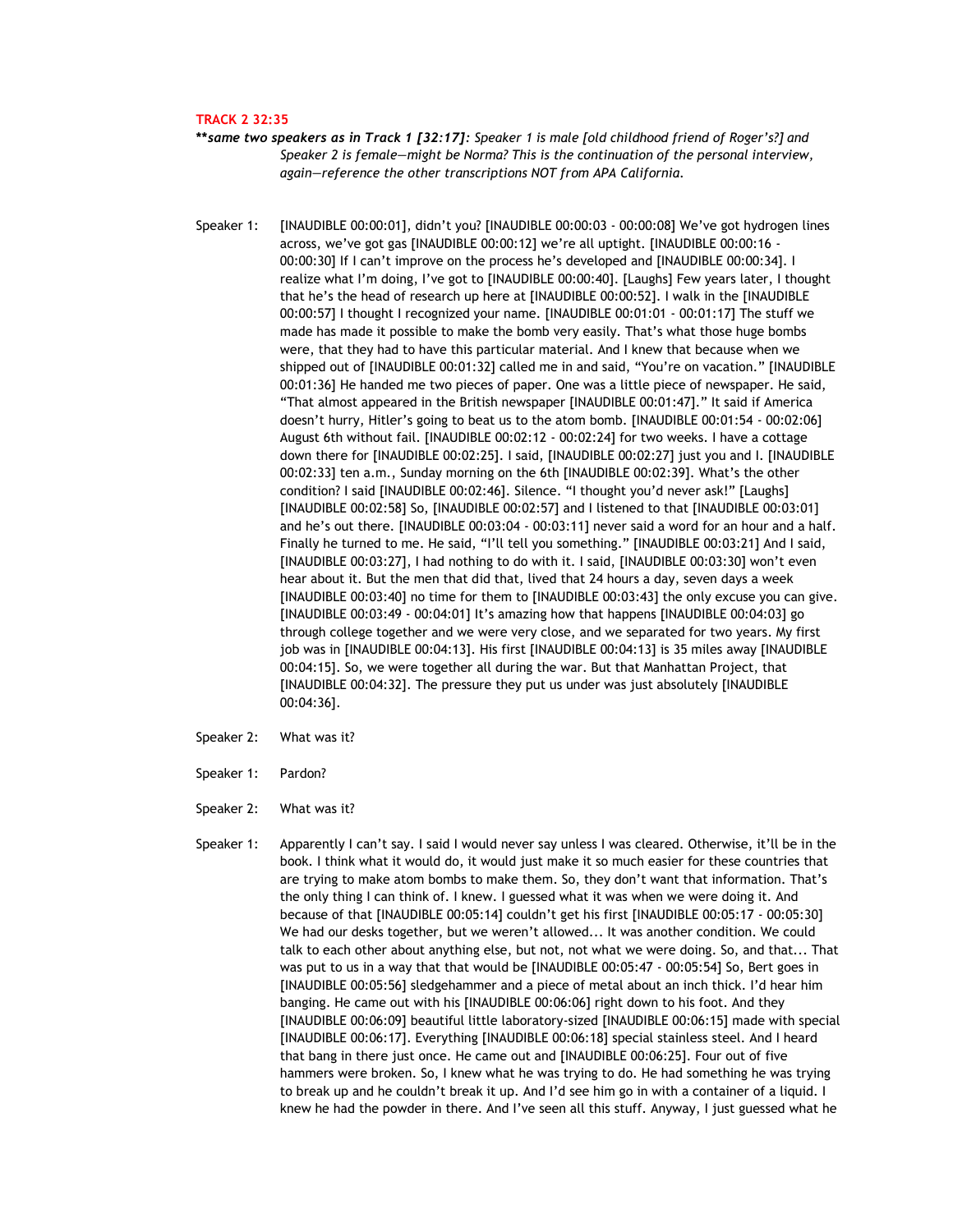**TRACK 2 32:35**

***same two speakers as in Track 1 [32:17]:** *Speaker 1 is male [old childhood friend of Roger's?] and Speaker 2 is female—might be Norma? This is the continuation of the personal interview, again—reference the other transcriptions NOT from APA California.*

Speaker 1: [INAUDIBLE 00:00:01], didn't you? [INAUDIBLE 00:00:03 - 00:00:08] We've got hydrogen lines across, we've got gas [INAUDIBLE 00:00:12] we're all uptight. [INAUDIBLE 00:00:16 - 00:00:30] If I can't improve on the process he's developed and [INAUDIBLE 00:00:34]. I realize what I'm doing, I've got to [INAUDIBLE 00:00:40]. [Laughs] Few years later, I thought that he's the head of research up here at [INAUDIBLE 00:00:52]. I walk in the [INAUDIBLE 00:00:57] I thought I recognized your name. [INAUDIBLE 00:01:01 - 00:01:17] The stuff we made has made it possible to make the bomb very easily. That's what those huge bombs were, that they had to have this particular material. And I knew that because when we shipped out of [INAUDIBLE 00:01:32] called me in and said, "You're on vacation." [INAUDIBLE 00:01:36] He handed me two pieces of paper. One was a little piece of newspaper. He said, "That almost appeared in the British newspaper [INAUDIBLE 00:01:47]." It said if America doesn't hurry, Hitler's going to beat us to the atom bomb. [INAUDIBLE 00:01:54 - 00:02:06] August 6th without fail. [INAUDIBLE 00:02:12 - 00:02:24] for two weeks. I have a cottage down there for [INAUDIBLE 00:02:25]. I said, [INAUDIBLE 00:02:27] just you and I. [INAUDIBLE 00:02:33] ten a.m., Sunday morning on the 6th [INAUDIBLE 00:02:39]. What's the other condition? I said [INAUDIBLE 00:02:46]. Silence. "I thought you'd never ask!" [Laughs] [INAUDIBLE 00:02:58] So, [INAUDIBLE 00:02:57] and I listened to that [INAUDIBLE 00:03:01] and he's out there. [INAUDIBLE 00:03:04 - 00:03:11] never said a word for an hour and a half. Finally he turned to me. He said, "I'll tell you something." [INAUDIBLE 00:03:21] And I said, [INAUDIBLE 00:03:27], I had nothing to do with it. I said, [INAUDIBLE 00:03:30] won't even hear about it. But the men that did that, lived that 24 hours a day, seven days a week [INAUDIBLE 00:03:40] no time for them to [INAUDIBLE 00:03:43] the only excuse you can give. [INAUDIBLE 00:03:49 - 00:04:01] It's amazing how that happens [INAUDIBLE 00:04:03] go through college together and we were very close, and we separated for two years. My first job was in [INAUDIBLE 00:04:13]. His first [INAUDIBLE 00:04:13] is 35 miles away [INAUDIBLE 00:04:15]. So, we were together all during the war. But that Manhattan Project, that [INAUDIBLE 00:04:32]. The pressure they put us under was just absolutely [INAUDIBLE 00:04:36].

Speaker 2: What was it?

Speaker 1: Pardon?

Speaker 2: What was it?

Speaker 1: Apparently I can't say. I said I would never say unless I was cleared. Otherwise, it'll be in the book. I think what it would do, it would just make it so much easier for these countries that are trying to make atom bombs to make them. So, they don't want that information. That's the only thing I can think of. I knew. I guessed what it was when we were doing it. And because of that [INAUDIBLE 00:05:14] couldn't get his first [INAUDIBLE 00:05:17 - 00:05:30] We had our desks together, but we weren't allowed... It was another condition. We could talk to each other about anything else, but not, not what we were doing. So, and that... That was put to us in a way that that would be [INAUDIBLE 00:05:47 - 00:05:54] So, Bert goes in [INAUDIBLE 00:05:56] sledgehammer and a piece of metal about an inch thick. I'd hear him banging. He came out with his [INAUDIBLE 00:06:06] right down to his foot. And they [INAUDIBLE 00:06:09] beautiful little laboratory-sized [INAUDIBLE 00:06:15] made with special [INAUDIBLE 00:06:17]. Everything [INAUDIBLE 00:06:18] special stainless steel. And I heard that bang in there just once. He came out and [INAUDIBLE 00:06:25]. Four out of five hammers were broken. So, I knew what he was trying to do. He had something he was trying to break up and he couldn't break it up. And I'd see him go in with a container of a liquid. I knew he had the powder in there. And I've seen all this stuff. Anyway, I just guessed what he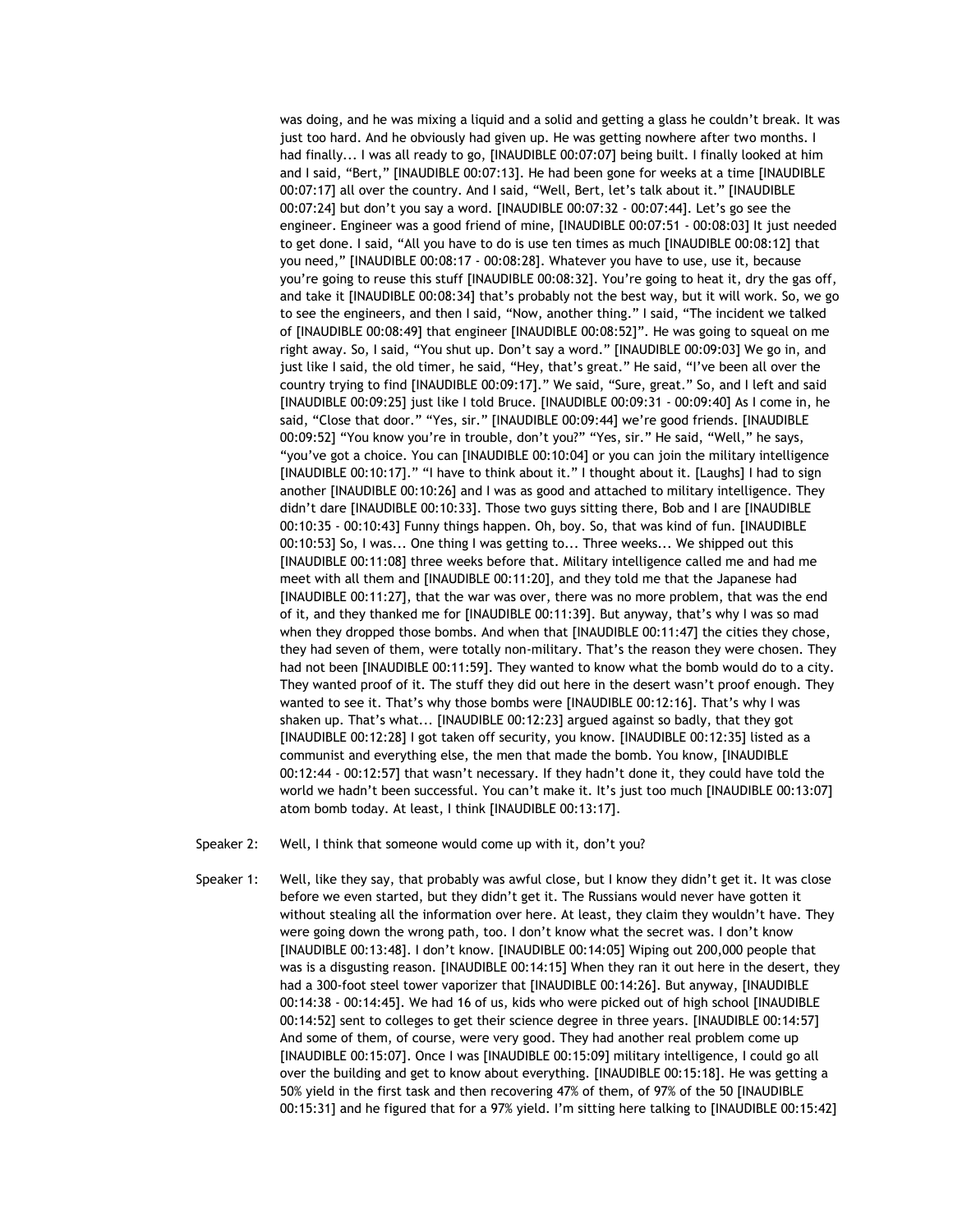was doing, and he was mixing a liquid and a solid and getting a glass he couldn't break. It was just too hard. And he obviously had given up. He was getting nowhere after two months. I had finally... I was all ready to go, [INAUDIBLE 00:07:07] being built. I finally looked at him and I said, "Bert," [INAUDIBLE 00:07:13]. He had been gone for weeks at a time [INAUDIBLE 00:07:17] all over the country. And I said, "Well, Bert, let's talk about it." [INAUDIBLE 00:07:24] but don't you say a word. [INAUDIBLE 00:07:32 - 00:07:44]. Let's go see the engineer. Engineer was a good friend of mine, [INAUDIBLE 00:07:51 - 00:08:03] It just needed to get done. I said, "All you have to do is use ten times as much [INAUDIBLE 00:08:12] that you need," [INAUDIBLE 00:08:17 - 00:08:28]. Whatever you have to use, use it, because you're going to reuse this stuff [INAUDIBLE 00:08:32]. You're going to heat it, dry the gas off, and take it [INAUDIBLE 00:08:34] that's probably not the best way, but it will work. So, we go to see the engineers, and then I said, "Now, another thing." I said, "The incident we talked of [INAUDIBLE 00:08:49] that engineer [INAUDIBLE 00:08:52]". He was going to squeal on me right away. So, I said, "You shut up. Don't say a word." [INAUDIBLE 00:09:03] We go in, and just like I said, the old timer, he said, "Hey, that's great." He said, "I've been all over the country trying to find [INAUDIBLE 00:09:17]." We said, "Sure, great." So, and I left and said [INAUDIBLE 00:09:25] just like I told Bruce. [INAUDIBLE 00:09:31 - 00:09:40] As I come in, he said, "Close that door." "Yes, sir." [INAUDIBLE 00:09:44] we're good friends. [INAUDIBLE 00:09:52] "You know you're in trouble, don't you?" "Yes, sir." He said, "Well," he says, "you've got a choice. You can [INAUDIBLE 00:10:04] or you can join the military intelligence [INAUDIBLE 00:10:17]." "I have to think about it." I thought about it. [Laughs] I had to sign another [INAUDIBLE 00:10:26] and I was as good and attached to military intelligence. They didn't dare [INAUDIBLE 00:10:33]. Those two guys sitting there, Bob and I are [INAUDIBLE 00:10:35 - 00:10:43] Funny things happen. Oh, boy. So, that was kind of fun. [INAUDIBLE 00:10:53] So, I was... One thing I was getting to... Three weeks... We shipped out this [INAUDIBLE 00:11:08] three weeks before that. Military intelligence called me and had me meet with all them and [INAUDIBLE 00:11:20], and they told me that the Japanese had [INAUDIBLE 00:11:27], that the war was over, there was no more problem, that was the end of it, and they thanked me for [INAUDIBLE 00:11:39]. But anyway, that's why I was so mad when they dropped those bombs. And when that [INAUDIBLE 00:11:47] the cities they chose, they had seven of them, were totally non-military. That's the reason they were chosen. They had not been [INAUDIBLE 00:11:59]. They wanted to know what the bomb would do to a city. They wanted proof of it. The stuff they did out here in the desert wasn't proof enough. They wanted to see it. That's why those bombs were [INAUDIBLE 00:12:16]. That's why I was shaken up. That's what... [INAUDIBLE 00:12:23] argued against so badly, that they got [INAUDIBLE 00:12:28] I got taken off security, you know. [INAUDIBLE 00:12:35] listed as a communist and everything else, the men that made the bomb. You know, [INAUDIBLE 00:12:44 - 00:12:57] that wasn't necessary. If they hadn't done it, they could have told the world we hadn't been successful. You can't make it. It's just too much [INAUDIBLE 00:13:07] atom bomb today. At least, I think [INAUDIBLE 00:13:17].

Speaker 2: Well, I think that someone would come up with it, don't you?

Speaker 1: Well, like they say, that probably was awful close, but I know they didn't get it. It was close before we even started, but they didn't get it. The Russians would never have gotten it without stealing all the information over here. At least, they claim they wouldn't have. They were going down the wrong path, too. I don't know what the secret was. I don't know [INAUDIBLE 00:13:48]. I don't know. [INAUDIBLE 00:14:05] Wiping out 200,000 people that was is a disgusting reason. [INAUDIBLE 00:14:15] When they ran it out here in the desert, they had a 300-foot steel tower vaporizer that [INAUDIBLE 00:14:26]. But anyway, [INAUDIBLE 00:14:38 - 00:14:45]. We had 16 of us, kids who were picked out of high school [INAUDIBLE 00:14:52] sent to colleges to get their science degree in three years. [INAUDIBLE 00:14:57] And some of them, of course, were very good. They had another real problem come up [INAUDIBLE 00:15:07]. Once I was [INAUDIBLE 00:15:09] military intelligence, I could go all over the building and get to know about everything. [INAUDIBLE 00:15:18]. He was getting a 50% yield in the first task and then recovering 47% of them, of 97% of the 50 [INAUDIBLE 00:15:31] and he figured that for a 97% yield. I'm sitting here talking to [INAUDIBLE 00:15:42]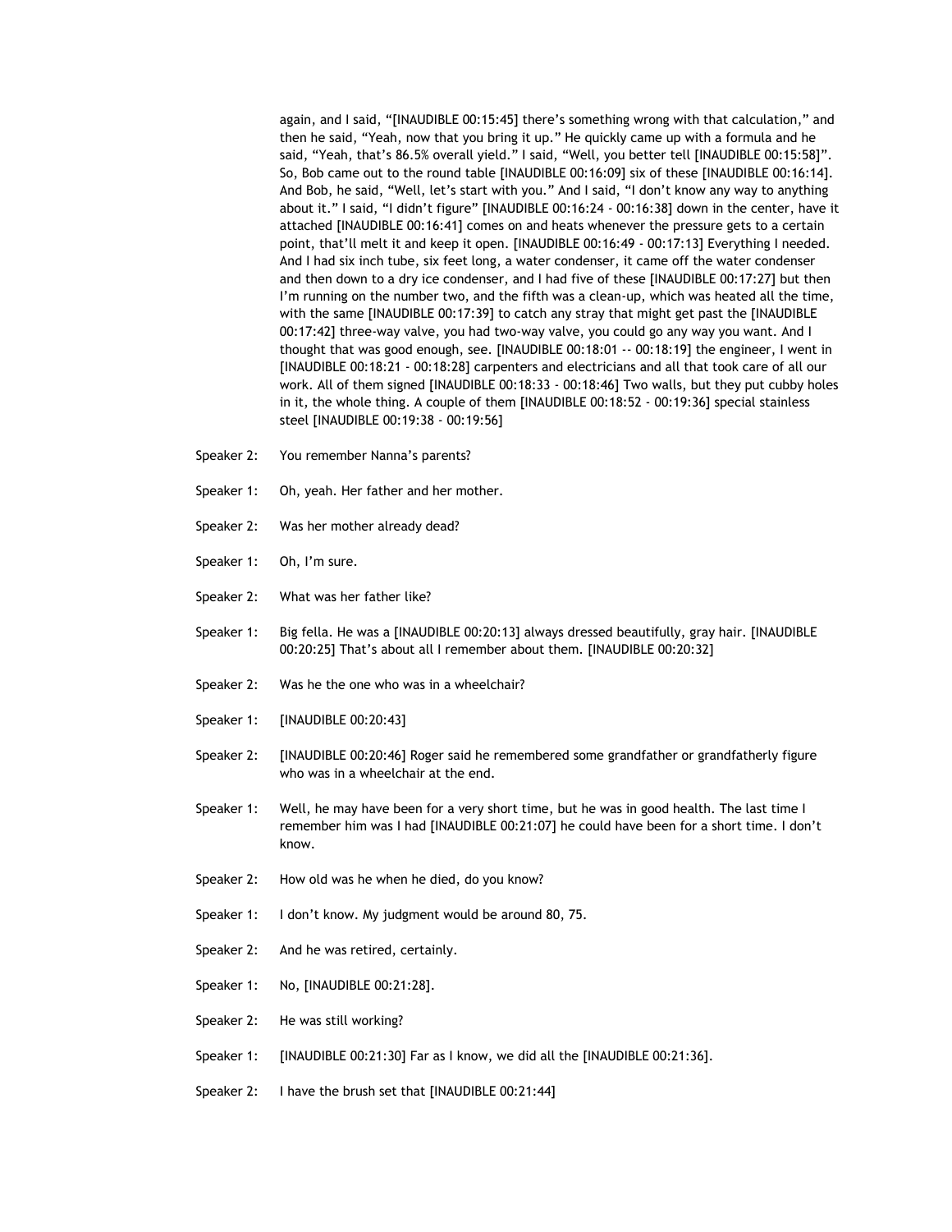again, and I said, "[INAUDIBLE 00:15:45] there's something wrong with that calculation," and then he said, "Yeah, now that you bring it up." He quickly came up with a formula and he said, "Yeah, that's 86.5% overall yield." I said, "Well, you better tell [INAUDIBLE 00:15:58]". So, Bob came out to the round table [INAUDIBLE 00:16:09] six of these [INAUDIBLE 00:16:14]. And Bob, he said, "Well, let's start with you." And I said, "I don't know any way to anything about it." I said, "I didn't figure" [INAUDIBLE 00:16:24 - 00:16:38] down in the center, have it attached [INAUDIBLE 00:16:41] comes on and heats whenever the pressure gets to a certain point, that'll melt it and keep it open. [INAUDIBLE 00:16:49 - 00:17:13] Everything I needed. And I had six inch tube, six feet long, a water condenser, it came off the water condenser and then down to a dry ice condenser, and I had five of these [INAUDIBLE 00:17:27] but then I'm running on the number two, and the fifth was a clean-up, which was heated all the time, with the same [INAUDIBLE 00:17:39] to catch any stray that might get past the [INAUDIBLE 00:17:42] three-way valve, you had two-way valve, you could go any way you want. And I thought that was good enough, see. [INAUDIBLE 00:18:01 -- 00:18:19] the engineer, I went in [INAUDIBLE 00:18:21 - 00:18:28] carpenters and electricians and all that took care of all our work. All of them signed [INAUDIBLE 00:18:33 - 00:18:46] Two walls, but they put cubby holes in it, the whole thing. A couple of them [INAUDIBLE 00:18:52 - 00:19:36] special stainless steel [INAUDIBLE 00:19:38 - 00:19:56]

Speaker 2: You remember Nanna's parents?

Speaker 1: Oh, yeah. Her father and her mother.

Speaker 2: Was her mother already dead?

Speaker 1: Oh, I'm sure.

Speaker 2: What was her father like?

Speaker 1: Big fella. He was a [INAUDIBLE 00:20:13] always dressed beautifully, gray hair. [INAUDIBLE 00:20:25] That's about all I remember about them. [INAUDIBLE 00:20:32]

Speaker 2: Was he the one who was in a wheelchair?

Speaker 1: [INAUDIBLE 00:20:43]

Speaker 2: [INAUDIBLE 00:20:46] Roger said he remembered some grandfather or grandfatherly figure who was in a wheelchair at the end.

Speaker 1: Well, he may have been for a very short time, but he was in good health. The last time I remember him was I had [INAUDIBLE 00:21:07] he could have been for a short time. I don't know.

Speaker 2: How old was he when he died, do you know?

Speaker 1: I don't know. My judgment would be around 80, 75.

Speaker 2: And he was retired, certainly.

Speaker 1: No, [INAUDIBLE 00:21:28].

Speaker 2: He was still working?

Speaker 1: [INAUDIBLE 00:21:30] Far as I know, we did all the [INAUDIBLE 00:21:36].

Speaker 2: I have the brush set that [INAUDIBLE 00:21:44]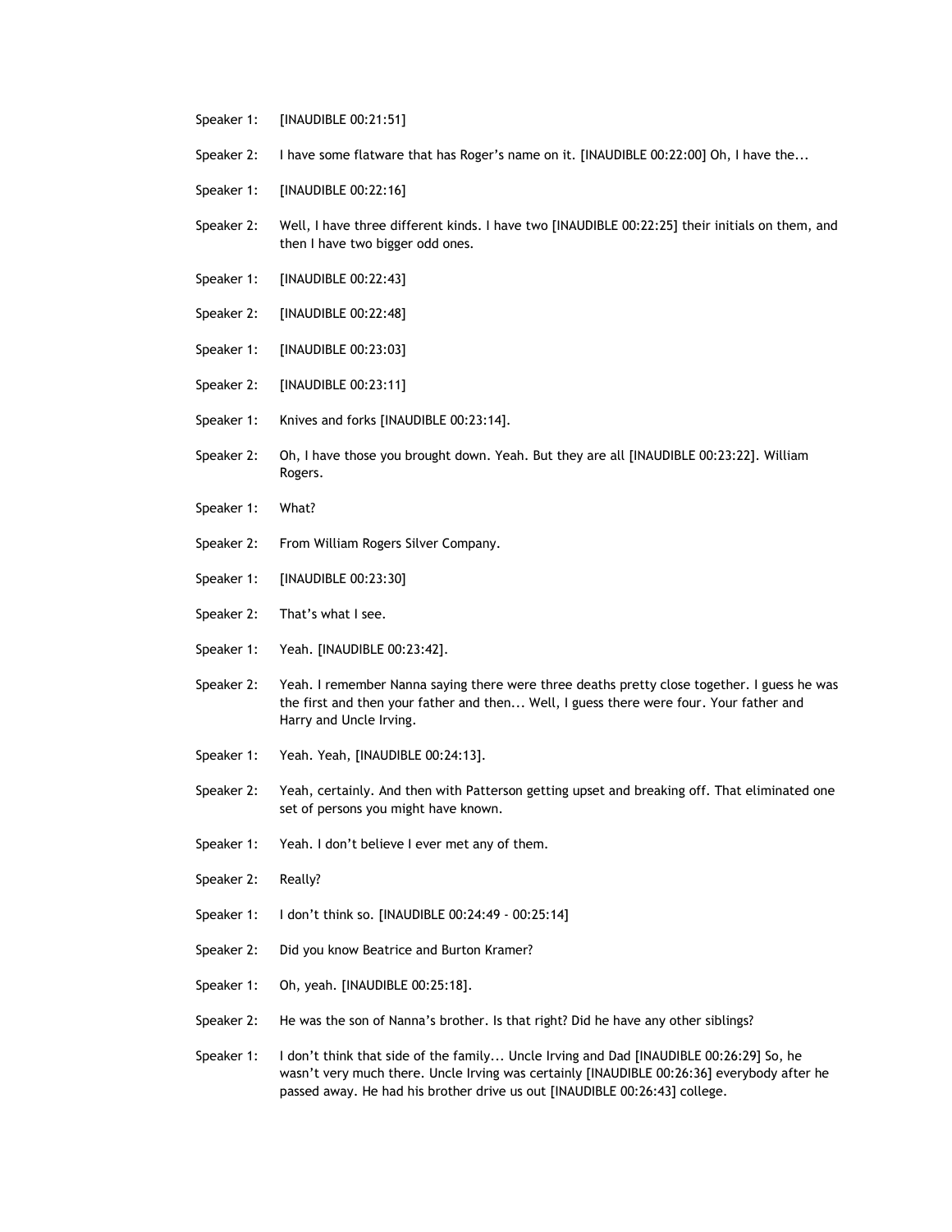Speaker 1: [INAUDIBLE 00:21:51]

Speaker 2: I have some flatware that has Roger's name on it. [INAUDIBLE 00:22:00] Oh, I have the...

Speaker 1: [INAUDIBLE 00:22:16]

Speaker 2: Well, I have three different kinds. I have two [INAUDIBLE 00:22:25] their initials on them, and then I have two bigger odd ones.

Speaker 1: [INAUDIBLE 00:22:43]

Speaker 2: [INAUDIBLE 00:22:48]

Speaker 1: [INAUDIBLE 00:23:03]

Speaker 2: [INAUDIBLE 00:23:11]

Speaker 1: Knives and forks [INAUDIBLE 00:23:14].

Speaker 2: Oh, I have those you brought down. Yeah. But they are all [INAUDIBLE 00:23:22]. William Rogers.

Speaker 1: What?

Speaker 2: From William Rogers Silver Company.

Speaker 1: [INAUDIBLE 00:23:30]

Speaker 2: That's what I see.

Speaker 1: Yeah. [INAUDIBLE 00:23:42].

Speaker 2: Yeah. I remember Nanna saying there were three deaths pretty close together. I guess he was the first and then your father and then... Well, I guess there were four. Your father and Harry and Uncle Irving.

Speaker 1: Yeah. Yeah, [INAUDIBLE 00:24:13].

Speaker 2: Yeah, certainly. And then with Patterson getting upset and breaking off. That eliminated one set of persons you might have known.

Speaker 1: Yeah. I don't believe I ever met any of them.

Speaker 2: Really?

Speaker 1: I don't think so. [INAUDIBLE 00:24:49 - 00:25:14]

Speaker 2: Did you know Beatrice and Burton Kramer?

Speaker 1: Oh, yeah. [INAUDIBLE 00:25:18].

Speaker 2: He was the son of Nanna's brother. Is that right? Did he have any other siblings?

Speaker 1: I don't think that side of the family... Uncle Irving and Dad [INAUDIBLE 00:26:29] So, he wasn't very much there. Uncle Irving was certainly [INAUDIBLE 00:26:36] everybody after he passed away. He had his brother drive us out [INAUDIBLE 00:26:43] college.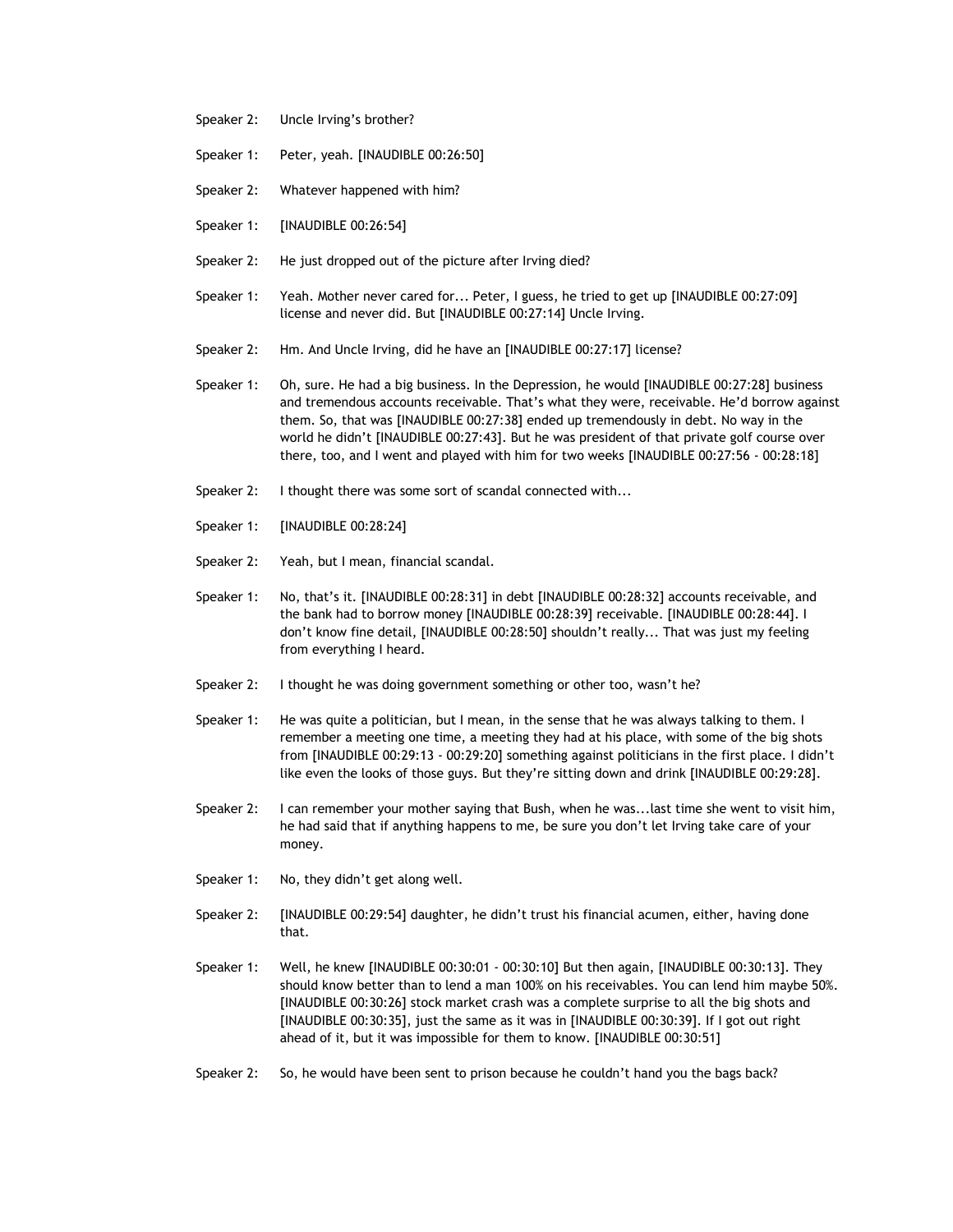Speaker 2: Uncle Irving's brother?

Speaker 1: Peter, yeah. [INAUDIBLE 00:26:50]

Speaker 2: Whatever happened with him?

Speaker 1: [INAUDIBLE 00:26:54]

Speaker 2: He just dropped out of the picture after Irving died?

Speaker 1: Yeah. Mother never cared for... Peter, I guess, he tried to get up [INAUDIBLE 00:27:09] license and never did. But [INAUDIBLE 00:27:14] Uncle Irving.

Speaker 2: Hm. And Uncle Irving, did he have an [INAUDIBLE 00:27:17] license?

Speaker 1: Oh, sure. He had a big business. In the Depression, he would [INAUDIBLE 00:27:28] business and tremendous accounts receivable. That's what they were, receivable. He'd borrow against them. So, that was [INAUDIBLE 00:27:38] ended up tremendously in debt. No way in the world he didn't [INAUDIBLE 00:27:43]. But he was president of that private golf course over there, too, and I went and played with him for two weeks [INAUDIBLE 00:27:56 - 00:28:18]

Speaker 2: I thought there was some sort of scandal connected with...

Speaker 1: [INAUDIBLE 00:28:24]

Speaker 2: Yeah, but I mean, financial scandal.

Speaker 1: No, that's it. [INAUDIBLE 00:28:31] in debt [INAUDIBLE 00:28:32] accounts receivable, and the bank had to borrow money [INAUDIBLE 00:28:39] receivable. [INAUDIBLE 00:28:44]. I don't know fine detail, [INAUDIBLE 00:28:50] shouldn't really... That was just my feeling from everything I heard.

Speaker 2: I thought he was doing government something or other too, wasn't he?

Speaker 1: He was quite a politician, but I mean, in the sense that he was always talking to them. I remember a meeting one time, a meeting they had at his place, with some of the big shots from [INAUDIBLE 00:29:13 - 00:29:20] something against politicians in the first place. I didn't like even the looks of those guys. But they're sitting down and drink [INAUDIBLE 00:29:28].

Speaker 2: I can remember your mother saying that Bush, when he was...last time she went to visit him, he had said that if anything happens to me, be sure you don't let Irving take care of your money.

Speaker 1: No, they didn't get along well.

Speaker 2: [INAUDIBLE 00:29:54] daughter, he didn't trust his financial acumen, either, having done that.

Speaker 1: Well, he knew [INAUDIBLE 00:30:01 - 00:30:10] But then again, [INAUDIBLE 00:30:13]. They should know better than to lend a man 100% on his receivables. You can lend him maybe 50%. [INAUDIBLE 00:30:26] stock market crash was a complete surprise to all the big shots and [INAUDIBLE 00:30:35], just the same as it was in [INAUDIBLE 00:30:39]. If I got out right ahead of it, but it was impossible for them to know. [INAUDIBLE 00:30:51]

Speaker 2: So, he would have been sent to prison because he couldn't hand you the bags back?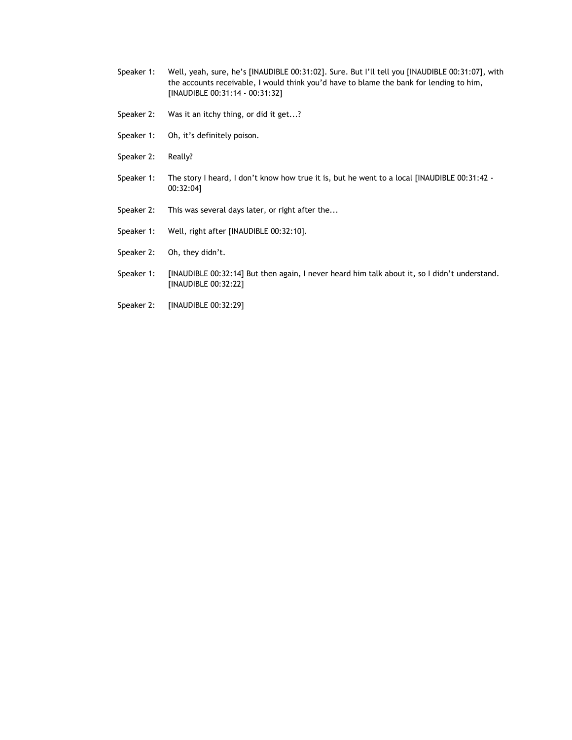Speaker 1: Well, yeah, sure, he's [INAUDIBLE 00:31:02]. Sure. But I'll tell you [INAUDIBLE 00:31:07], with the accounts receivable, I would think you'd have to blame the bank for lending to him, [INAUDIBLE 00:31:14 - 00:31:32]

Speaker 2: Was it an itchy thing, or did it get...?

Speaker 1: Oh, it's definitely poison.

Speaker 2: Really?

Speaker 1: The story I heard, I don't know how true it is, but he went to a local [INAUDIBLE 00:31:42 - 00:32:04]

Speaker 2: This was several days later, or right after the...

Speaker 1: Well, right after [INAUDIBLE 00:32:10].

Speaker 2: Oh, they didn't.

Speaker 1: [INAUDIBLE 00:32:14] But then again, I never heard him talk about it, so I didn't understand. [INAUDIBLE 00:32:22]

Speaker 2: [INAUDIBLE 00:32:29]